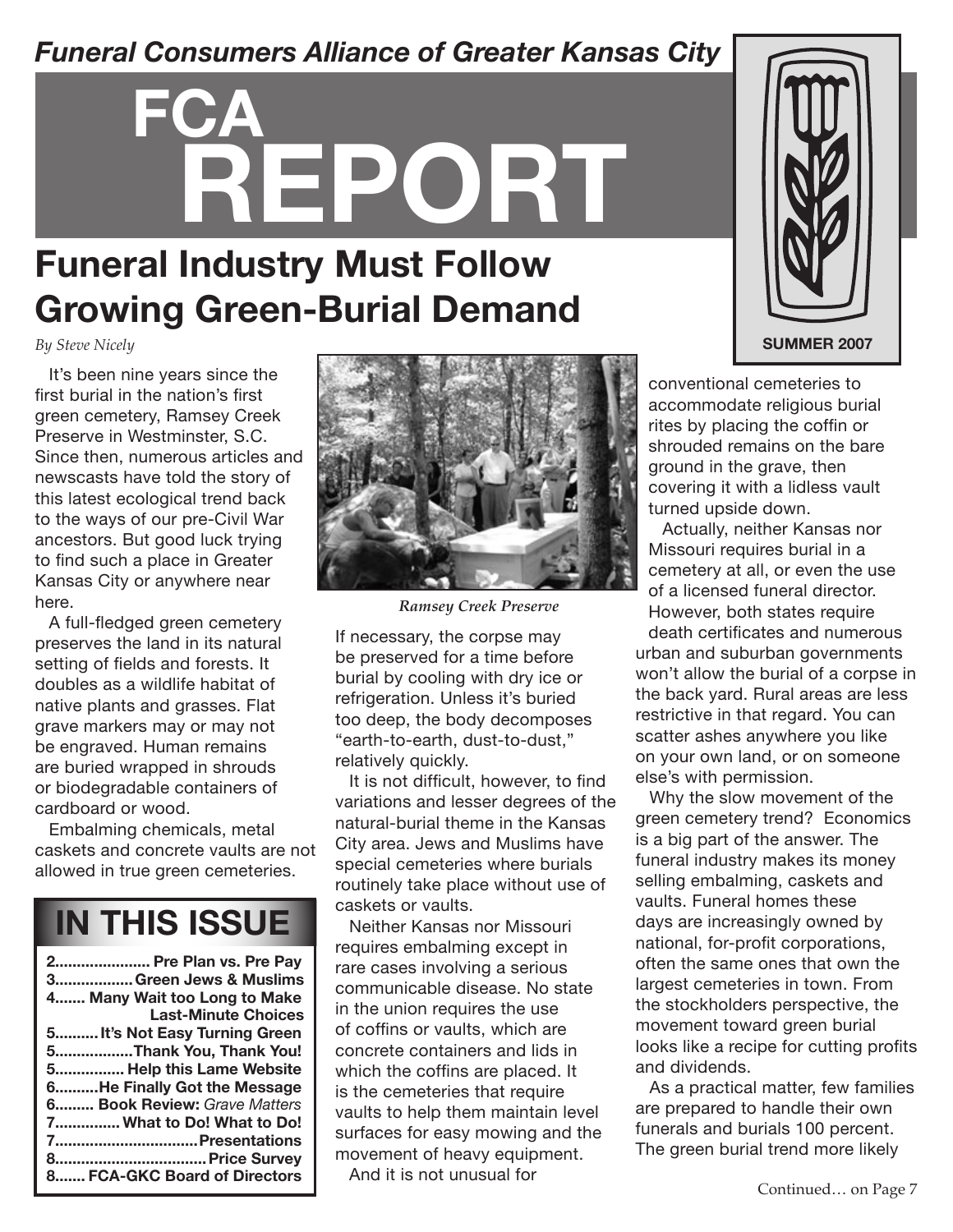*Funeral Consumers Alliance of Greater Kansas City*

# FCA REPORT

SUMMER 2007

## Funeral Industry Must Follow Growing Green-Burial Demand

*By Steve Nicely*

It's been nine years since the first burial in the nation's first green cemetery, Ramsey Creek Preserve in Westminster, S.C. Since then, numerous articles and newscasts have told the story of this latest ecological trend back to the ways of our pre-Civil War ancestors. But good luck trying to find such a place in Greater Kansas City or anywhere near here.

A full-fledged green cemetery preserves the land in its natural setting of fields and forests. It doubles as a wildlife habitat of native plants and grasses. Flat grave markers may or may not be engraved. Human remains are buried wrapped in shrouds or biodegradable containers of cardboard or wood.

Embalming chemicals, metal caskets and concrete vaults are not allowed in true green cemeteries.

*Ramsey Creek Preserve*

If necessary, the corpse may be preserved for a time before burial by cooling with dry ice or refrigeration. Unless it's buried too deep, the body decomposes "earth-to-earth, dust-to-dust," relatively quickly.

It is not difficult, however, to find variations and lesser degrees of the natural-burial theme in the Kansas City area. Jews and Muslims have special cemeteries where burials routinely take place without use of caskets or vaults.

Neither Kansas nor Missouri requires embalming except in rare cases involving a serious communicable disease. No state in the union requires the use of coffins or vaults, which are concrete containers and lids in which the coffins are placed. It is the cemeteries that require vaults to help them maintain level surfaces for easy mowing and the movement of heavy equipment.

And it is not unusual for conventional cemeteries to accommodate religious burial rites by placing the coffin or shrouded remains on the bare ground in the grave, then covering it with a lidless vault turned upside down.

Actually, neither Kansas nor Missouri requires burial in a cemetery at all, or even the use of a licensed funeral director. However, both states require death certificates and numerous urban and suburban governments won't allow the burial of a corpse in the back yard. Rural areas are less restrictive in that regard. You can scatter ashes anywhere you like on your own land, or on someone else's with permission.

Why the slow movement of the green cemetery trend? Economics is a big part of the answer. The funeral industry makes its money selling embalming, caskets and vaults. Funeral homes these days are increasingly owned by national, for-profit corporations, often the same ones that own the largest cemeteries in town. From the stockholders perspective, the movement toward green burial looks like a recipe for cutting profits and dividends.

As a practical matter, few families are prepared to handle their own funerals and burials 100 percent. The green burial trend more likely

Continued… on Page 7

## IN THIS ISSUE

- 2 ...................... Pre Plan vs. Pre Pay
- 3 .................. Green Jews & Muslims
- 4 ....... Many Wait too Long to Make Last-Minute Choices
- 5 .......... It's Not Easy Turning Green
- 5 .................. Thank You, Thank You!
- 5 ................ Help this Lame Website
- 6 .......... He Finally Got the Message
- 6 ......... Book Review: *Grave Matters*
- 7 ............... What to Do! What to Do!
- 7 ................................ Presentations
- 8 .................................. Price Survey
- 8 ....... FCA-GKC Board of Directors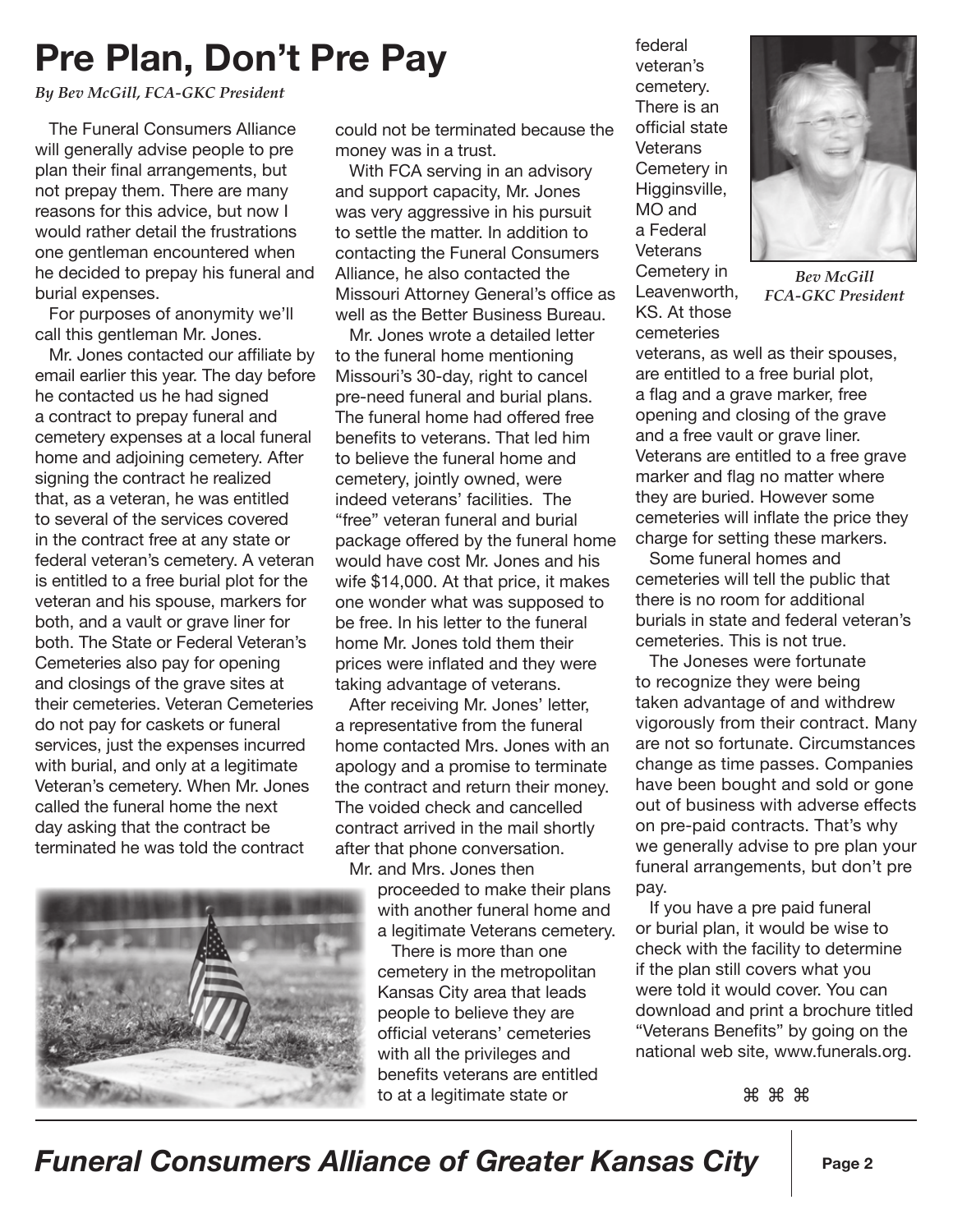# Pre Plan, Don't Pre Pay

*By Bev McGill, FCA-GKC President*

The Funeral Consumers Alliance will generally advise people to pre plan their final arrangements, but not prepay them. There are many reasons for this advice, but now I would rather detail the frustrations one gentleman encountered when he decided to prepay his funeral and burial expenses.

For purposes of anonymity we'll call this gentleman Mr. Jones.

Mr. Jones contacted our affiliate by email earlier this year. The day before he contacted us he had signed a contract to prepay funeral and cemetery expenses at a local funeral home and adjoining cemetery. After signing the contract he realized that, as a veteran, he was entitled to several of the services covered in the contract free at any state or federal veteran's cemetery. A veteran is entitled to a free burial plot for the veteran and his spouse, markers for both, and a vault or grave liner for both. The State or Federal Veteran's Cemeteries also pay for opening and closings of the grave sites at their cemeteries. Veteran Cemeteries do not pay for caskets or funeral services, just the expenses incurred with burial, and only at a legitimate Veteran's cemetery. When Mr. Jones called the funeral home the next day asking that the contract be terminated he was told the contract could not be terminated because the money was in a trust.

With FCA serving in an advisory and support capacity, Mr. Jones was very aggressive in his pursuit to settle the matter. In addition to contacting the Funeral Consumers Alliance, he also contacted the Missouri Attorney General's office as well as the Better Business Bureau.

Mr. Jones wrote a detailed letter to the funeral home mentioning Missouri's 30-day, right to cancel pre-need funeral and burial plans. The funeral home had offered free benefits to veterans. That led him to believe the funeral home and cemetery, jointly owned, were indeed veterans' facilities. The "free" veteran funeral and burial package offered by the funeral home would have cost Mr. Jones and his wife $14,000. At that price, it makes one wonder what was supposed to be free. In his letter to the funeral home Mr. Jones told them their prices were inflated and they were taking advantage of veterans.

After receiving Mr. Jones' letter, a representative from the funeral home contacted Mrs. Jones with an apology and a promise to terminate the contract and return their money. The voided check and cancelled contract arrived in the mail shortly after that phone conversation.

Mr. and Mrs. Jones then proceeded to make their plans with another funeral home and a legitimate Veterans cemetery.

There is more than one cemetery in the metropolitan Kansas City area that leads people to believe they are official veterans' cemeteries with all the privileges and benefits veterans are entitled to at a legitimate state or federal veteran's cemetery. There is an official state Veterans Cemetery in Higginsville, MO and a Federal Veterans Cemetery in Leavenworth, KS. At those cemeteries veterans, as well as their spouses, are entitled to a free burial plot, a flag and a grave marker, free opening and closing of the grave and a free vault or grave liner. Veterans are entitled to a free grave marker and flag no matter where they are buried. However some cemeteries will inflate the price they charge for setting these markers.

*Bev McGill*
*FCA-GKC President*

Some funeral homes and cemeteries will tell the public that there is no room for additional burials in state and federal veteran's cemeteries. This is not true.

The Joneses were fortunate to recognize they were being taken advantage of and withdrew vigorously from their contract. Many are not so fortunate. Circumstances change as time passes. Companies have been bought and sold or gone out of business with adverse effects on pre-paid contracts. That's why we generally advise to pre plan your funeral arrangements, but don't pre pay.

If you have a pre paid funeral or burial plan, it would be wise to check with the facility to determine if the plan still covers what you were told it would cover. You can download and print a brochure titled "Veterans Benefits" by going on the national web site, www.funerals.org.

⌘ ⌘ ⌘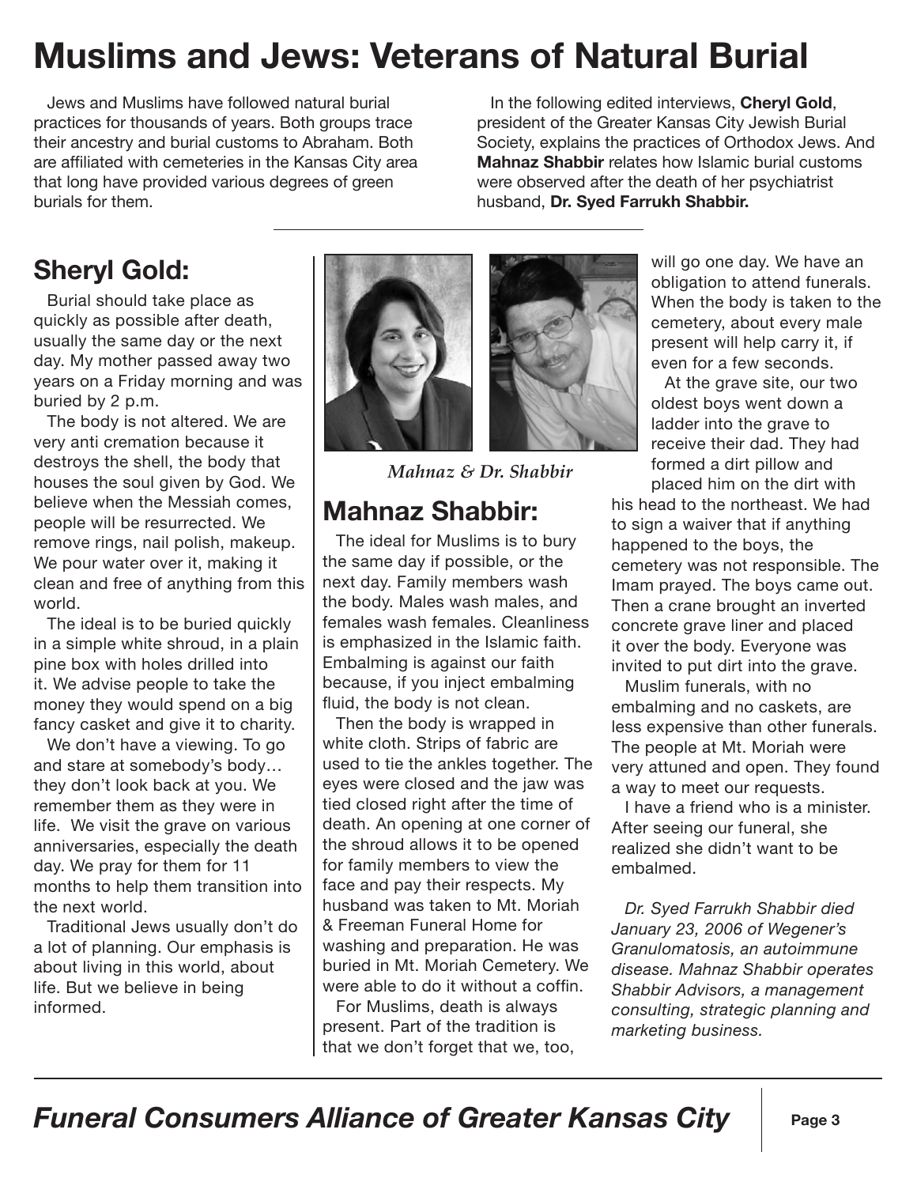# Muslims and Jews: Veterans of Natural Burial

Jews and Muslims have followed natural burial practices for thousands of years. Both groups trace their ancestry and burial customs to Abraham. Both are affiliated with cemeteries in the Kansas City area that long have provided various degrees of green burials for them.

In the following edited interviews, **Cheryl Gold**, president of the Greater Kansas City Jewish Burial Society, explains the practices of Orthodox Jews. And **Mahnaz Shabbir** relates how Islamic burial customs were observed after the death of her psychiatrist husband, **Dr. Syed Farrukh Shabbir.**

## Sheryl Gold:

Burial should take place as quickly as possible after death, usually the same day or the next day. My mother passed away two years on a Friday morning and was buried by 2 p.m.

The body is not altered. We are very anti cremation because it destroys the shell, the body that houses the soul given by God. We believe when the Messiah comes, people will be resurrected. We remove rings, nail polish, makeup. We pour water over it, making it clean and free of anything from this world.

The ideal is to be buried quickly in a simple white shroud, in a plain pine box with holes drilled into it. We advise people to take the money they would spend on a big fancy casket and give it to charity.

We don't have a viewing. To go and stare at somebody's body… they don't look back at you. We remember them as they were in life. We visit the grave on various anniversaries, especially the death day. We pray for them for 11 months to help them transition into the next world.

Traditional Jews usually don't do a lot of planning. Our emphasis is about living in this world, about life. But we believe in being informed.

*Mahnaz & Dr. Shabbir*

## Mahnaz Shabbir:

The ideal for Muslims is to bury the same day if possible, or the next day. Family members wash the body. Males wash males, and females wash females. Cleanliness is emphasized in the Islamic faith. Embalming is against our faith because, if you inject embalming fluid, the body is not clean.

Then the body is wrapped in white cloth. Strips of fabric are used to tie the ankles together. The eyes were closed and the jaw was tied closed right after the time of death. An opening at one corner of the shroud allows it to be opened for family members to view the face and pay their respects. My husband was taken to Mt. Moriah & Freeman Funeral Home for washing and preparation. He was buried in Mt. Moriah Cemetery. We were able to do it without a coffin.

For Muslims, death is always present. Part of the tradition is that we don't forget that we, too, will go one day. We have an obligation to attend funerals. When the body is taken to the cemetery, about every male present will help carry it, if even for a few seconds.

At the grave site, our two oldest boys went down a ladder into the grave to receive their dad. They had formed a dirt pillow and placed him on the dirt with his head to the northeast. We had to sign a waiver that if anything happened to the boys, the cemetery was not responsible. The Imam prayed. The boys came out. Then a crane brought an inverted concrete grave liner and placed it over the body. Everyone was invited to put dirt into the grave.

Muslim funerals, with no embalming and no caskets, are less expensive than other funerals. The people at Mt. Moriah were very attuned and open. They found a way to meet our requests.

I have a friend who is a minister. After seeing our funeral, she realized she didn't want to be embalmed.

*Dr. Syed Farrukh Shabbir died January 23, 2006 of Wegener's Granulomatosis, an autoimmune disease. Mahnaz Shabbir operates Shabbir Advisors, a management consulting, strategic planning and marketing business.*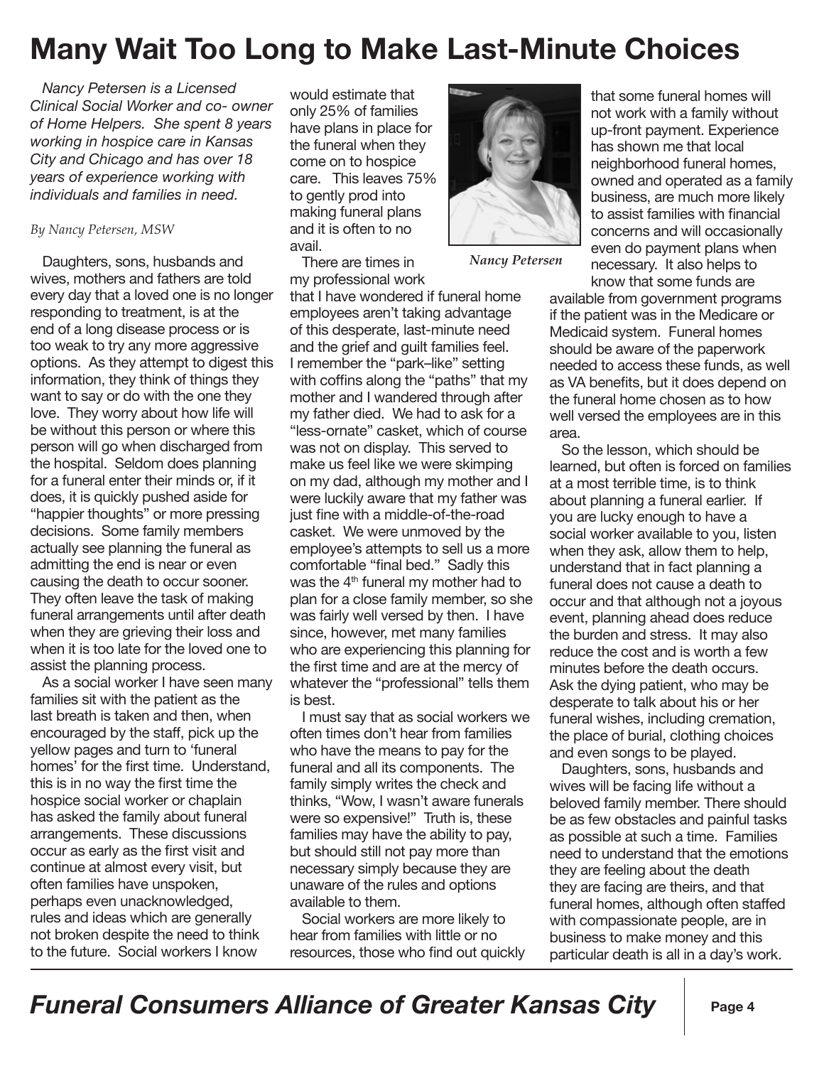# Many Wait Too Long to Make Last-Minute Choices

*Nancy Petersen is a Licensed Clinical Social Worker and co- owner of Home Helpers. She spent 8 years working in hospice care in Kansas City and Chicago and has over 18 years of experience working with individuals and families in need.*

*By Nancy Petersen, MSW*

Daughters, sons, husbands and wives, mothers and fathers are told every day that a loved one is no longer responding to treatment, is at the end of a long disease process or is too weak to try any more aggressive options. As they attempt to digest this information, they think of things they want to say or do with the one they love. They worry about how life will be without this person or where this person will go when discharged from the hospital. Seldom does planning for a funeral enter their minds or, if it does, it is quickly pushed aside for "happier thoughts" or more pressing decisions. Some family members actually see planning the funeral as admitting the end is near or even causing the death to occur sooner. They often leave the task of making funeral arrangements until after death when they are grieving their loss and when it is too late for the loved one to assist the planning process.

As a social worker I have seen many families sit with the patient as the last breath is taken and then, when encouraged by the staff, pick up the yellow pages and turn to 'funeral homes' for the first time. Understand, this is in no way the first time the hospice social worker or chaplain has asked the family about funeral arrangements. These discussions occur as early as the first visit and continue at almost every visit, but often families have unspoken, perhaps even unacknowledged, rules and ideas which are generally not broken despite the need to think to the future. Social workers I know would estimate that only 25% of families have plans in place for the funeral when they come on to hospice care. This leaves 75% to gently prod into making funeral plans and it is often to no avail.

*Nancy Petersen*

There are times in my professional work that I have wondered if funeral home employees aren't taking advantage of this desperate, last-minute need and the grief and guilt families feel. I remember the "park–like" setting with coffins along the "paths" that my mother and I wandered through after my father died. We had to ask for a "less-ornate" casket, which of course was not on display. This served to make us feel like we were skimping on my dad, although my mother and I were luckily aware that my father was just fine with a middle-of-the-road casket. We were unmoved by the employee's attempts to sell us a more comfortable "final bed." Sadly this was the 4th funeral my mother had to plan for a close family member, so she was fairly well versed by then. I have since, however, met many families who are experiencing this planning for the first time and are at the mercy of whatever the "professional" tells them is best.

I must say that as social workers we often times don't hear from families who have the means to pay for the funeral and all its components. The family simply writes the check and thinks, "Wow, I wasn't aware funerals were so expensive!" Truth is, these families may have the ability to pay, but should still not pay more than necessary simply because they are unaware of the rules and options available to them.

Social workers are more likely to hear from families with little or no resources, those who find out quickly that some funeral homes will not work with a family without up-front payment. Experience has shown me that local neighborhood funeral homes, owned and operated as a family business, are much more likely to assist families with financial concerns and will occasionally even do payment plans when necessary. It also helps to know that some funds are available from government programs if the patient was in the Medicare or Medicaid system. Funeral homes should be aware of the paperwork needed to access these funds, as well as VA benefits, but it does depend on the funeral home chosen as to how well versed the employees are in this area.

So the lesson, which should be learned, but often is forced on families at a most terrible time, is to think about planning a funeral earlier. If you are lucky enough to have a social worker available to you, listen when they ask, allow them to help, understand that in fact planning a funeral does not cause a death to occur and that although not a joyous event, planning ahead does reduce the burden and stress. It may also reduce the cost and is worth a few minutes before the death occurs. Ask the dying patient, who may be desperate to talk about his or her funeral wishes, including cremation, the place of burial, clothing choices and even songs to be played.

Daughters, sons, husbands and wives will be facing life without a beloved family member. There should be as few obstacles and painful tasks as possible at such a time. Families need to understand that the emotions they are feeling about the death they are facing are theirs, and that funeral homes, although often staffed with compassionate people, are in business to make money and this particular death is all in a day's work.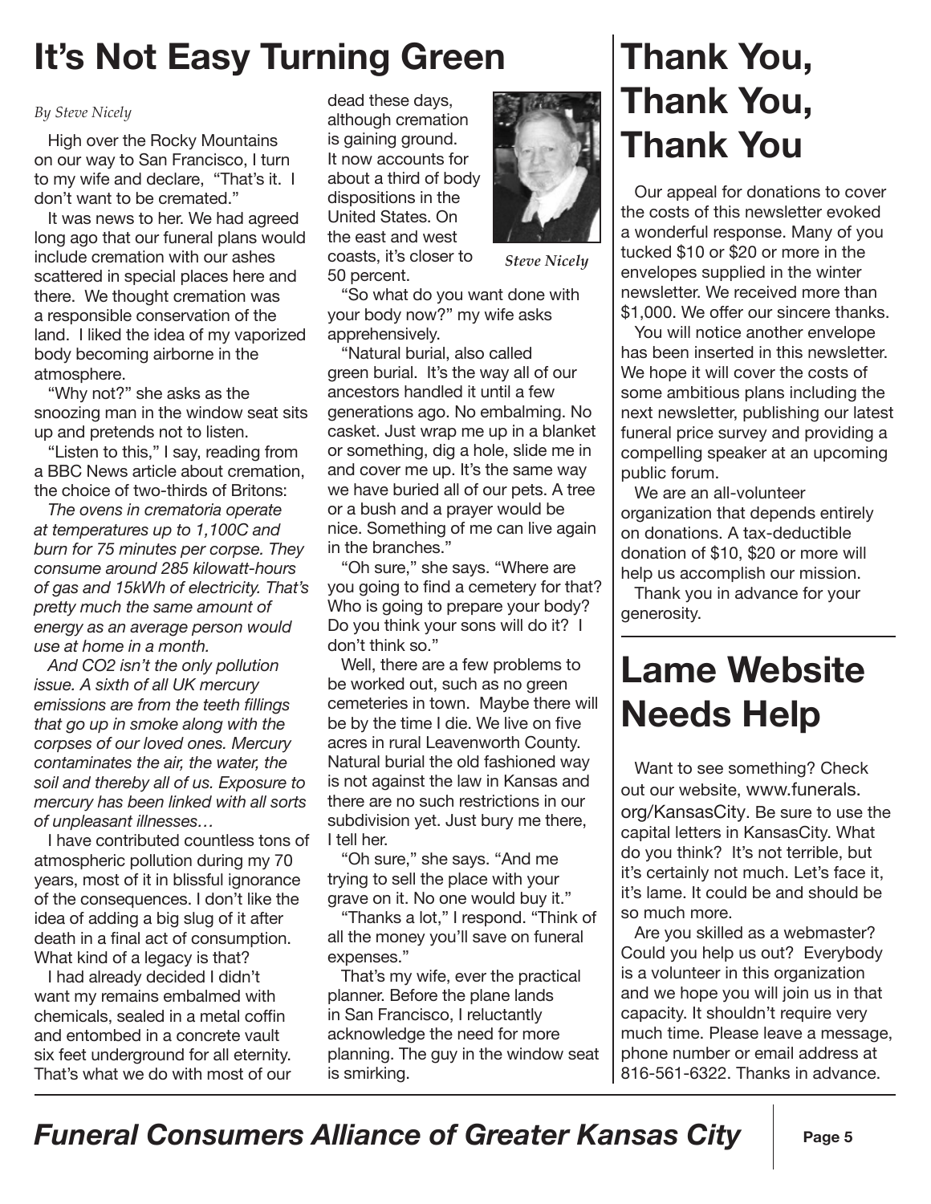# It's Not Easy Turning Green

*By Steve Nicely*

High over the Rocky Mountains on our way to San Francisco, I turn to my wife and declare, "That's it. I don't want to be cremated."

It was news to her. We had agreed long ago that our funeral plans would include cremation with our ashes scattered in special places here and there. We thought cremation was a responsible conservation of the land. I liked the idea of my vaporized body becoming airborne in the atmosphere.

"Why not?" she asks as the snoozing man in the window seat sits up and pretends not to listen.

"Listen to this," I say, reading from a BBC News article about cremation, the choice of two-thirds of Britons:

*The ovens in crematoria operate at temperatures up to 1,100C and burn for 75 minutes per corpse. They consume around 285 kilowatt-hours of gas and 15kWh of electricity. That's pretty much the same amount of energy as an average person would use at home in a month.*

*And CO2 isn't the only pollution issue. A sixth of all UK mercury emissions are from the teeth fillings that go up in smoke along with the corpses of our loved ones. Mercury contaminates the air, the water, the soil and thereby all of us. Exposure to mercury has been linked with all sorts of unpleasant illnesses…*

I have contributed countless tons of atmospheric pollution during my 70 years, most of it in blissful ignorance of the consequences. I don't like the idea of adding a big slug of it after death in a final act of consumption. What kind of a legacy is that?

I had already decided I didn't want my remains embalmed with chemicals, sealed in a metal coffin and entombed in a concrete vault six feet underground for all eternity. That's what we do with most of our dead these days, although cremation is gaining ground. It now accounts for about a third of body dispositions in the United States. On the east and west coasts, it's closer to 50 percent.

*Steve Nicely*

"So what do you want done with your body now?" my wife asks apprehensively.

"Natural burial, also called green burial. It's the way all of our ancestors handled it until a few generations ago. No embalming. No casket. Just wrap me up in a blanket or something, dig a hole, slide me in and cover me up. It's the same way we have buried all of our pets. A tree or a bush and a prayer would be nice. Something of me can live again in the branches."

"Oh sure," she says. "Where are you going to find a cemetery for that? Who is going to prepare your body? Do you think your sons will do it? I don't think so."

Well, there are a few problems to be worked out, such as no green cemeteries in town. Maybe there will be by the time I die. We live on five acres in rural Leavenworth County. Natural burial the old fashioned way is not against the law in Kansas and there are no such restrictions in our subdivision yet. Just bury me there, I tell her.

"Oh sure," she says. "And me trying to sell the place with your grave on it. No one would buy it."

"Thanks a lot," I respond. "Think of all the money you'll save on funeral expenses."

That's my wife, ever the practical planner. Before the plane lands in San Francisco, I reluctantly acknowledge the need for more planning. The guy in the window seat is smirking.

# Thank You, Thank You, Thank You

Our appeal for donations to cover the costs of this newsletter evoked a wonderful response. Many of you tucked $10 or $20 or more in the envelopes supplied in the winter newsletter. We received more than $1,000. We offer our sincere thanks.

You will notice another envelope has been inserted in this newsletter. We hope it will cover the costs of some ambitious plans including the next newsletter, publishing our latest funeral price survey and providing a compelling speaker at an upcoming public forum.

We are an all-volunteer organization that depends entirely on donations. A tax-deductible donation of $10, $20 or more will help us accomplish our mission.

Thank you in advance for your generosity.

# Lame Website Needs Help

Want to see something? Check out our website, www.funerals.org/KansasCity. Be sure to use the capital letters in KansasCity. What do you think? It's not terrible, but it's certainly not much. Let's face it, it's lame. It could be and should be so much more.

Are you skilled as a webmaster? Could you help us out? Everybody is a volunteer in this organization and we hope you will join us in that capacity. It shouldn't require very much time. Please leave a message, phone number or email address at 816-561-6322. Thanks in advance.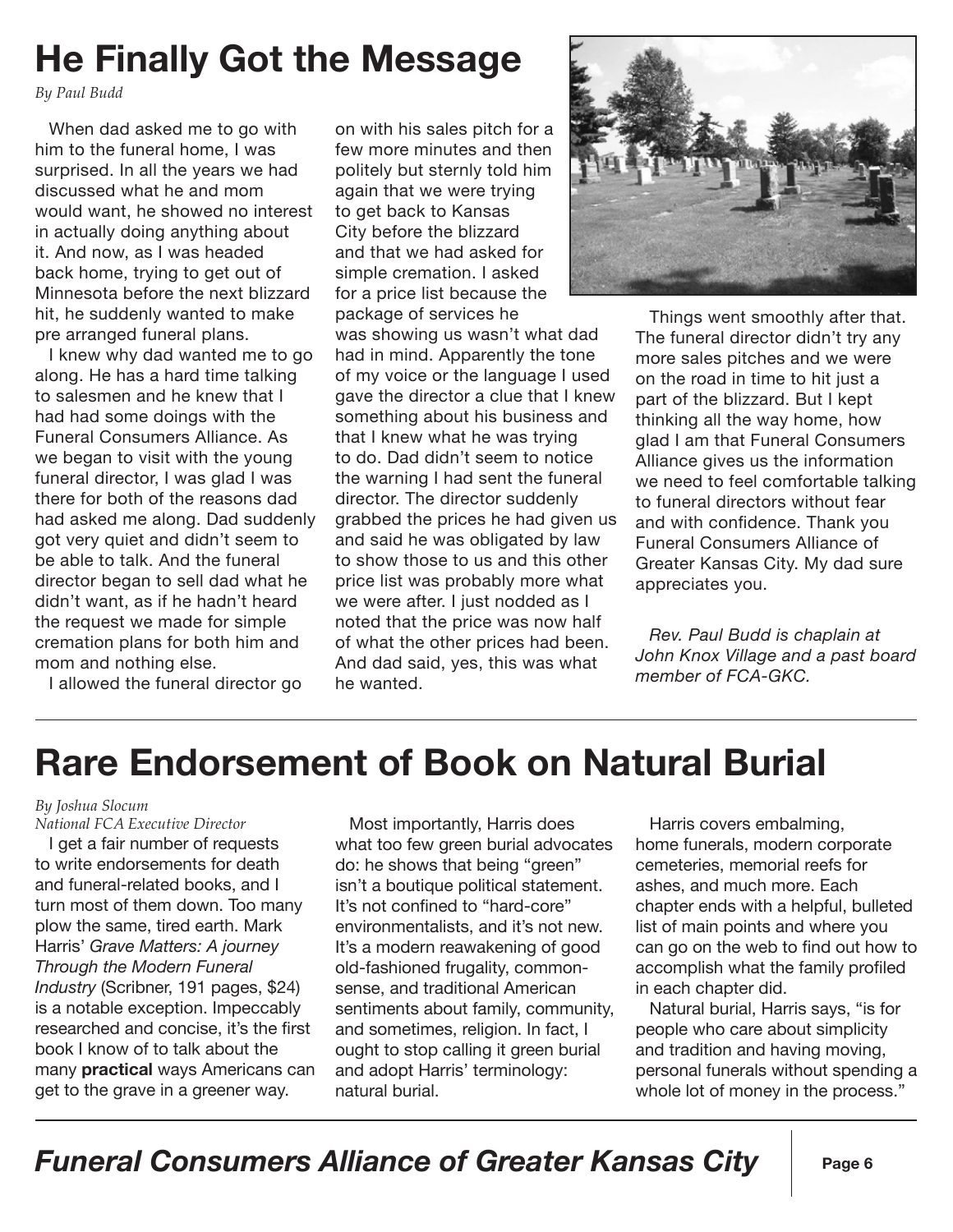# He Finally Got the Message

*By Paul Budd*

When dad asked me to go with him to the funeral home, I was surprised. In all the years we had discussed what he and mom would want, he showed no interest in actually doing anything about it. And now, as I was headed back home, trying to get out of Minnesota before the next blizzard hit, he suddenly wanted to make pre arranged funeral plans.

I knew why dad wanted me to go along. He has a hard time talking to salesmen and he knew that I had had some doings with the Funeral Consumers Alliance. As we began to visit with the young funeral director, I was glad I was there for both of the reasons dad had asked me along. Dad suddenly got very quiet and didn't seem to be able to talk. And the funeral director began to sell dad what he didn't want, as if he hadn't heard the request we made for simple cremation plans for both him and mom and nothing else.

I allowed the funeral director go on with his sales pitch for a few more minutes and then politely but sternly told him again that we were trying to get back to Kansas City before the blizzard and that we had asked for simple cremation. I asked for a price list because the package of services he was showing us wasn't what dad had in mind. Apparently the tone of my voice or the language I used gave the director a clue that I knew something about his business and that I knew what he was trying to do. Dad didn't seem to notice the warning I had sent the funeral director. The director suddenly grabbed the prices he had given us and said he was obligated by law to show those to us and this other price list was probably more what we were after. I just nodded as I noted that the price was now half of what the other prices had been. And dad said, yes, this was what he wanted.

Things went smoothly after that. The funeral director didn't try any more sales pitches and we were on the road in time to hit just a part of the blizzard. But I kept thinking all the way home, how glad I am that Funeral Consumers Alliance gives us the information we need to feel comfortable talking to funeral directors without fear and with confidence. Thank you Funeral Consumers Alliance of Greater Kansas City. My dad sure appreciates you.

*Rev. Paul Budd is chaplain at John Knox Village and a past board member of FCA-GKC.*

---

# Rare Endorsement of Book on Natural Burial

*By Joshua Slocum*
*National FCA Executive Director*

I get a fair number of requests to write endorsements for death and funeral-related books, and I turn most of them down. Too many plow the same, tired earth. Mark Harris' *Grave Matters: A journey Through the Modern Funeral Industry* (Scribner, 191 pages, $24) is a notable exception. Impeccably researched and concise, it's the first book I know of to talk about the many **practical** ways Americans can get to the grave in a greener way.

Most importantly, Harris does what too few green burial advocates do: he shows that being "green" isn't a boutique political statement. It's not confined to "hard-core" environmentalists, and it's not new. It's a modern reawakening of good old-fashioned frugality, common-sense, and traditional American sentiments about family, community, and sometimes, religion. In fact, I ought to stop calling it green burial and adopt Harris' terminology: natural burial.

Harris covers embalming, home funerals, modern corporate cemeteries, memorial reefs for ashes, and much more. Each chapter ends with a helpful, bulleted list of main points and where you can go on the web to find out how to accomplish what the family profiled in each chapter did.

Natural burial, Harris says, "is for people who care about simplicity and tradition and having moving, personal funerals without spending a whole lot of money in the process."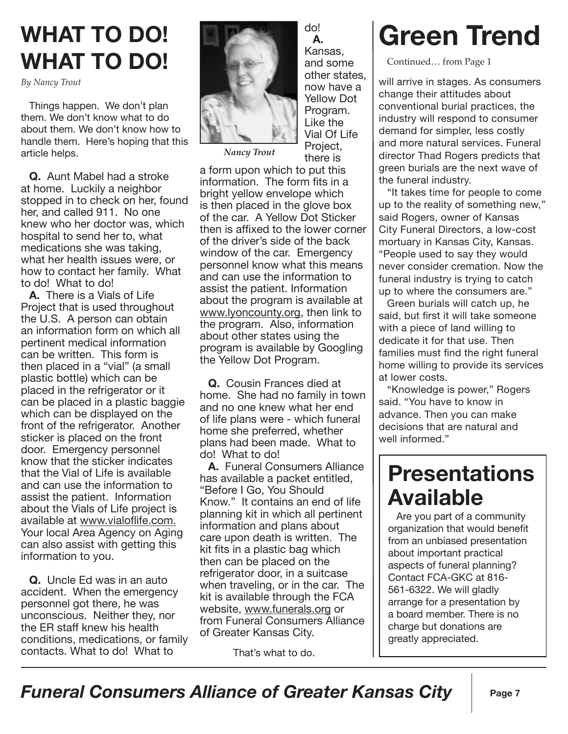# WHAT TO DO! WHAT TO DO!

*By Nancy Trout*

Things happen. We don't plan them. We don't know what to do about them. We don't know how to handle them. Here's hoping that this article helps.

*Nancy Trout*

**Q.** Aunt Mabel had a stroke at home. Luckily a neighbor stopped in to check on her, found her, and called 911. No one knew who her doctor was, which hospital to send her to, what medications she was taking, what her health issues were, or how to contact her family. What to do! What to do!

**A.** There is a Vials of Life Project that is used throughout the U.S. A person can obtain an information form on which all pertinent medical information can be written. This form is then placed in a "vial" (a small plastic bottle) which can be placed in the refrigerator or it can be placed in a plastic baggie which can be displayed on the front of the refrigerator. Another sticker is placed on the front door. Emergency personnel know that the sticker indicates that the Vial of Life is available and can use the information to assist the patient. Information about the Vials of Life project is available at www.vialoflife.com. Your local Area Agency on Aging can also assist with getting this information to you.

**Q.** Uncle Ed was in an auto accident. When the emergency personnel got there, he was unconscious. Neither they, nor the ER staff knew his health conditions, medications, or family contacts. What to do! What to do!

**A.** Kansas, and some other states, now have a Yellow Dot Program. Like the Vial Of Life Project, there is a form upon which to put this information. The form fits in a bright yellow envelope which is then placed in the glove box of the car. A Yellow Dot Sticker then is affixed to the lower corner of the driver's side of the back window of the car. Emergency personnel know what this means and can use the information to assist the patient. Information about the program is available at www.lyoncounty.org, then link to the program. Also, information about other states using the program is available by Googling the Yellow Dot Program.

**Q.** Cousin Frances died at home. She had no family in town and no one knew what her end of life plans were - which funeral home she preferred, whether plans had been made. What to do! What to do!

**A.** Funeral Consumers Alliance has available a packet entitled, "Before I Go, You Should Know." It contains an end of life planning kit in which all pertinent information and plans about care upon death is written. The kit fits in a plastic bag which then can be placed on the refrigerator door, in a suitcase when traveling, or in the car. The kit is available through the FCA website, www.funerals.org or from Funeral Consumers Alliance of Greater Kansas City.

That's what to do.

# Green Trend

Continued… from Page 1

will arrive in stages. As consumers change their attitudes about conventional burial practices, the industry will respond to consumer demand for simpler, less costly and more natural services. Funeral director Thad Rogers predicts that green burials are the next wave of the funeral industry.

"It takes time for people to come up to the reality of something new," said Rogers, owner of Kansas City Funeral Directors, a low-cost mortuary in Kansas City, Kansas. "People used to say they would never consider cremation. Now the funeral industry is trying to catch up to where the consumers are."

Green burials will catch up, he said, but first it will take someone with a piece of land willing to dedicate it for that use. Then families must find the right funeral home willing to provide its services at lower costs.

"Knowledge is power," Rogers said. "You have to know in advance. Then you can make decisions that are natural and well informed."

# Presentations Available

Are you part of a community organization that would benefit from an unbiased presentation about important practical aspects of funeral planning? Contact FCA-GKC at 816-561-6322. We will gladly arrange for a presentation by a board member. There is no charge but donations are greatly appreciated.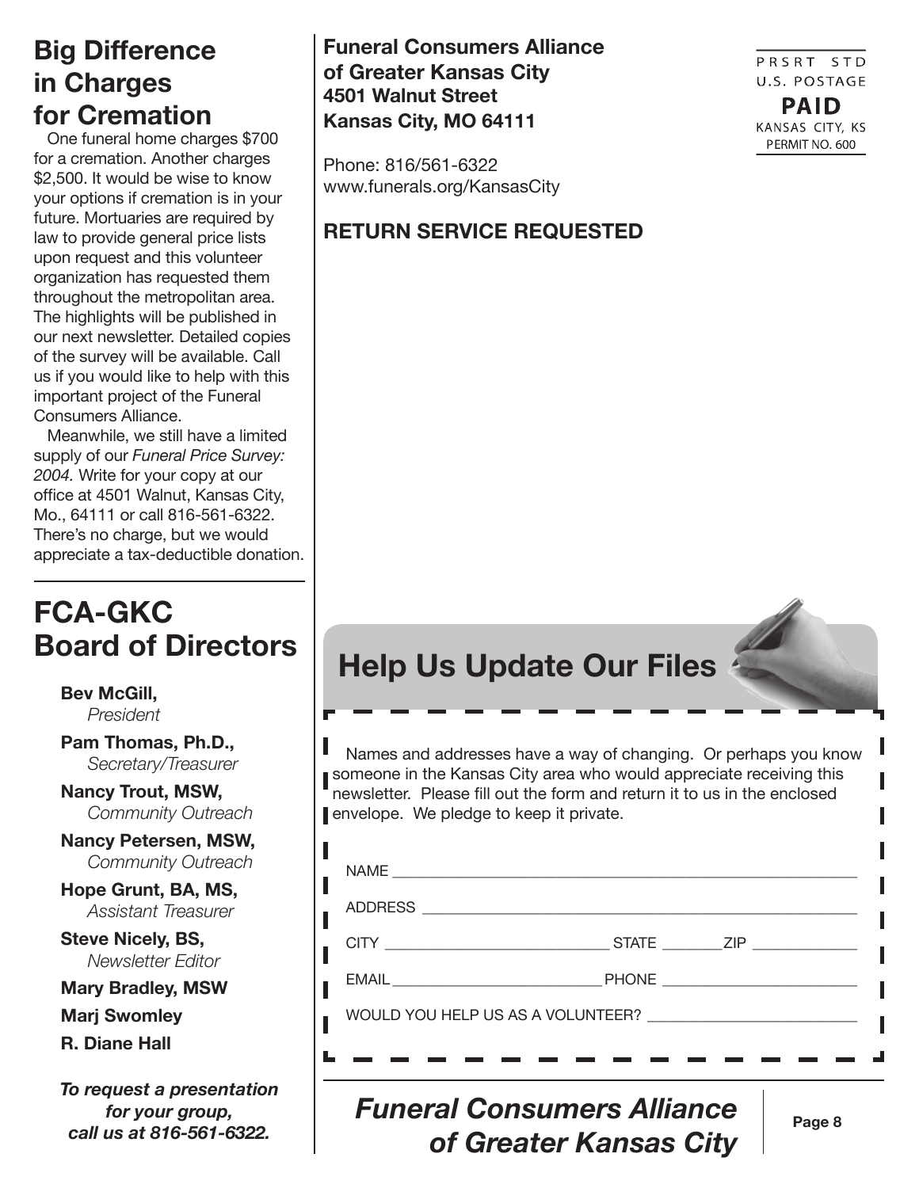## Big Difference in Charges for Cremation

One funeral home charges $700 for a cremation. Another charges $2,500. It would be wise to know your options if cremation is in your future. Mortuaries are required by law to provide general price lists upon request and this volunteer organization has requested them throughout the metropolitan area. The highlights will be published in our next newsletter. Detailed copies of the survey will be available. Call us if you would like to help with this important project of the Funeral Consumers Alliance.

Meanwhile, we still have a limited supply of our *Funeral Price Survey: 2004.* Write for your copy at our office at 4501 Walnut, Kansas City, Mo., 64111 or call 816-561-6322. There's no charge, but we would appreciate a tax-deductible donation.

## FCA-GKC Board of Directors

**Bev McGill,**
*President*

**Pam Thomas, Ph.D.,**
*Secretary/Treasurer*

**Nancy Trout, MSW,**
*Community Outreach*

**Nancy Petersen, MSW,**
*Community Outreach*

**Hope Grunt, BA, MS,**
*Assistant Treasurer*

**Steve Nicely, BS,**
*Newsletter Editor*

**Mary Bradley, MSW**

**Marj Swomley**

**R. Diane Hall**

***To request a presentation for your group, call us at 816-561-6322.***

**Funeral Consumers Alliance of Greater Kansas City**
**4501 Walnut Street**
**Kansas City, MO 64111**

Phone: 816/561-6322
www.funerals.org/KansasCity

PRSRT STD
U.S. POSTAGE
PAID
KANSAS CITY, KS
PERMIT NO. 600

**RETURN SERVICE REQUESTED**

## Help Us Update Our Files

Names and addresses have a way of changing. Or perhaps you know someone in the Kansas City area who would appreciate receiving this newsletter. Please fill out the form and return it to us in the enclosed envelope. We pledge to keep it private.

NAME ____________________________________________

ADDRESS ____________________________________________

CITY ________________________ STATE _______ ZIP ___________

EMAIL ______________________ PHONE ______________________

WOULD YOU HELP US AS A VOLUNTEER? ______________________

***Funeral Consumers Alliance of Greater Kansas City***